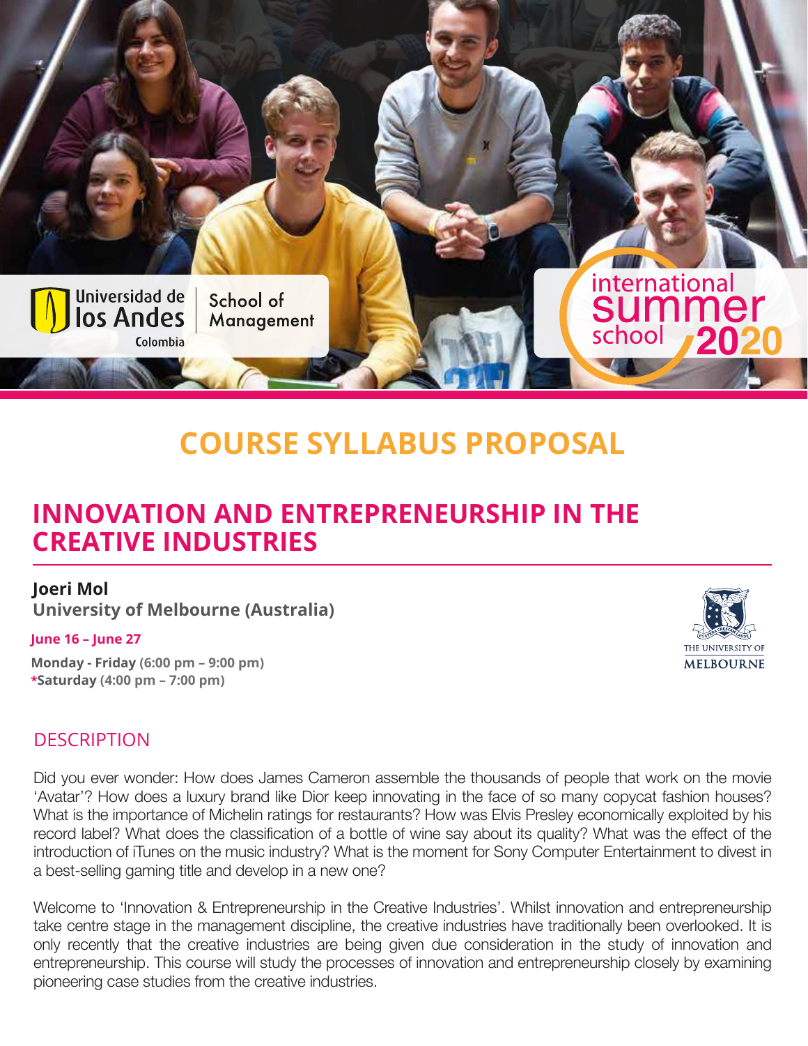Universidad de los Andes
Colombia

School of Management

international summer school 2020

# COURSE SYLLABUS PROPOSAL

## INNOVATION AND ENTREPRENEURSHIP IN THE CREATIVE INDUSTRIES

**Joeri Mol**
**University of Melbourne (Australia)**

**June 16 – June 27**

**Monday - Friday (6:00 pm – 9:00 pm)**
***Saturday (4:00 pm – 7:00 pm)**

THE UNIVERSITY OF MELBOURNE

## DESCRIPTION

Did you ever wonder: How does James Cameron assemble the thousands of people that work on the movie 'Avatar'? How does a luxury brand like Dior keep innovating in the face of so many copycat fashion houses? What is the importance of Michelin ratings for restaurants? How was Elvis Presley economically exploited by his record label? What does the classification of a bottle of wine say about its quality? What was the effect of the introduction of iTunes on the music industry? What is the moment for Sony Computer Entertainment to divest in a best-selling gaming title and develop in a new one?

Welcome to 'Innovation & Entrepreneurship in the Creative Industries'. Whilst innovation and entrepreneurship take centre stage in the management discipline, the creative industries have traditionally been overlooked. It is only recently that the creative industries are being given due consideration in the study of innovation and entrepreneurship. This course will study the processes of innovation and entrepreneurship closely by examining pioneering case studies from the creative industries.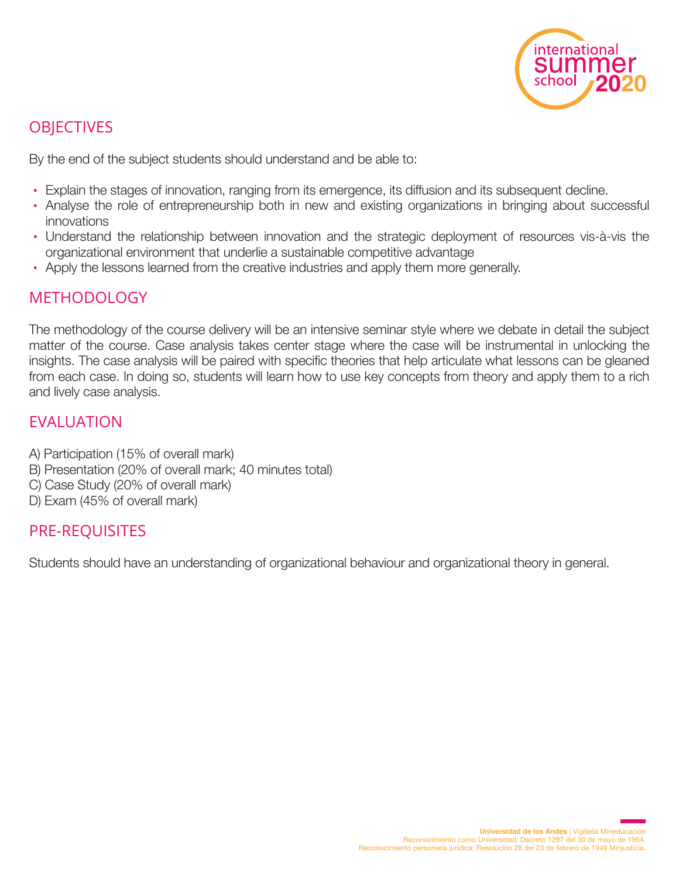## OBJECTIVES

By the end of the subject students should understand and be able to:

- Explain the stages of innovation, ranging from its emergence, its diffusion and its subsequent decline.
- Analyse the role of entrepreneurship both in new and existing organizations in bringing about successful innovations
- Understand the relationship between innovation and the strategic deployment of resources vis-à-vis the organizational environment that underlie a sustainable competitive advantage
- Apply the lessons learned from the creative industries and apply them more generally.

## METHODOLOGY

The methodology of the course delivery will be an intensive seminar style where we debate in detail the subject matter of the course. Case analysis takes center stage where the case will be instrumental in unlocking the insights. The case analysis will be paired with specific theories that help articulate what lessons can be gleaned from each case. In doing so, students will learn how to use key concepts from theory and apply them to a rich and lively case analysis.

## EVALUATION

A) Participation (15% of overall mark)
B) Presentation (20% of overall mark; 40 minutes total)
C) Case Study (20% of overall mark)
D) Exam (45% of overall mark)

## PRE-REQUISITES

Students should have an understanding of organizational behaviour and organizational theory in general.